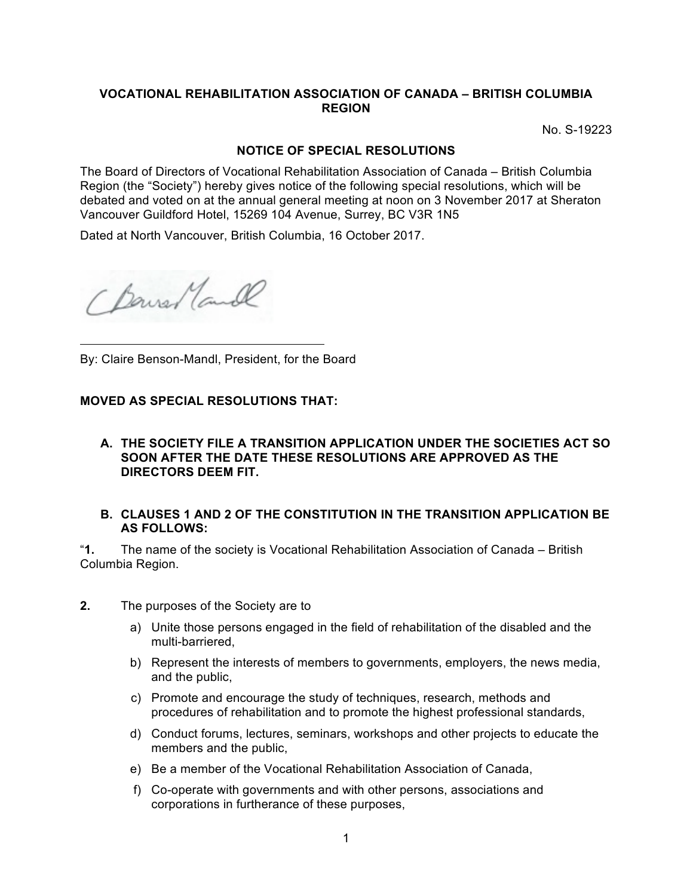**VOCATIONAL REHABILITATION ASSOCIATION OF CANADA – BRITISH COLUMBIA REGION**

No. S-19223

**NOTICE OF SPECIAL RESOLUTIONS**

The Board of Directors of Vocational Rehabilitation Association of Canada – British Columbia Region (the "Society") hereby gives notice of the following special resolutions, which will be debated and voted on at the annual general meeting at noon on 3 November 2017 at Sheraton Vancouver Guildford Hotel, 15269 104 Avenue, Surrey, BC V3R 1N5

Dated at North Vancouver, British Columbia, 16 October 2017.

By: Claire Benson-Mandl, President, for the Board

**MOVED AS SPECIAL RESOLUTIONS THAT:**

**A. THE SOCIETY FILE A TRANSITION APPLICATION UNDER THE SOCIETIES ACT SO SOON AFTER THE DATE THESE RESOLUTIONS ARE APPROVED AS THE DIRECTORS DEEM FIT.**

**B. CLAUSES 1 AND 2 OF THE CONSTITUTION IN THE TRANSITION APPLICATION BE AS FOLLOWS:**

"**1.** The name of the society is Vocational Rehabilitation Association of Canada – British Columbia Region.

**2.** The purposes of the Society are to

a) Unite those persons engaged in the field of rehabilitation of the disabled and the multi-barriered,

b) Represent the interests of members to governments, employers, the news media, and the public,

c) Promote and encourage the study of techniques, research, methods and procedures of rehabilitation and to promote the highest professional standards,

d) Conduct forums, lectures, seminars, workshops and other projects to educate the members and the public,

e) Be a member of the Vocational Rehabilitation Association of Canada,

f) Co-operate with governments and with other persons, associations and corporations in furtherance of these purposes,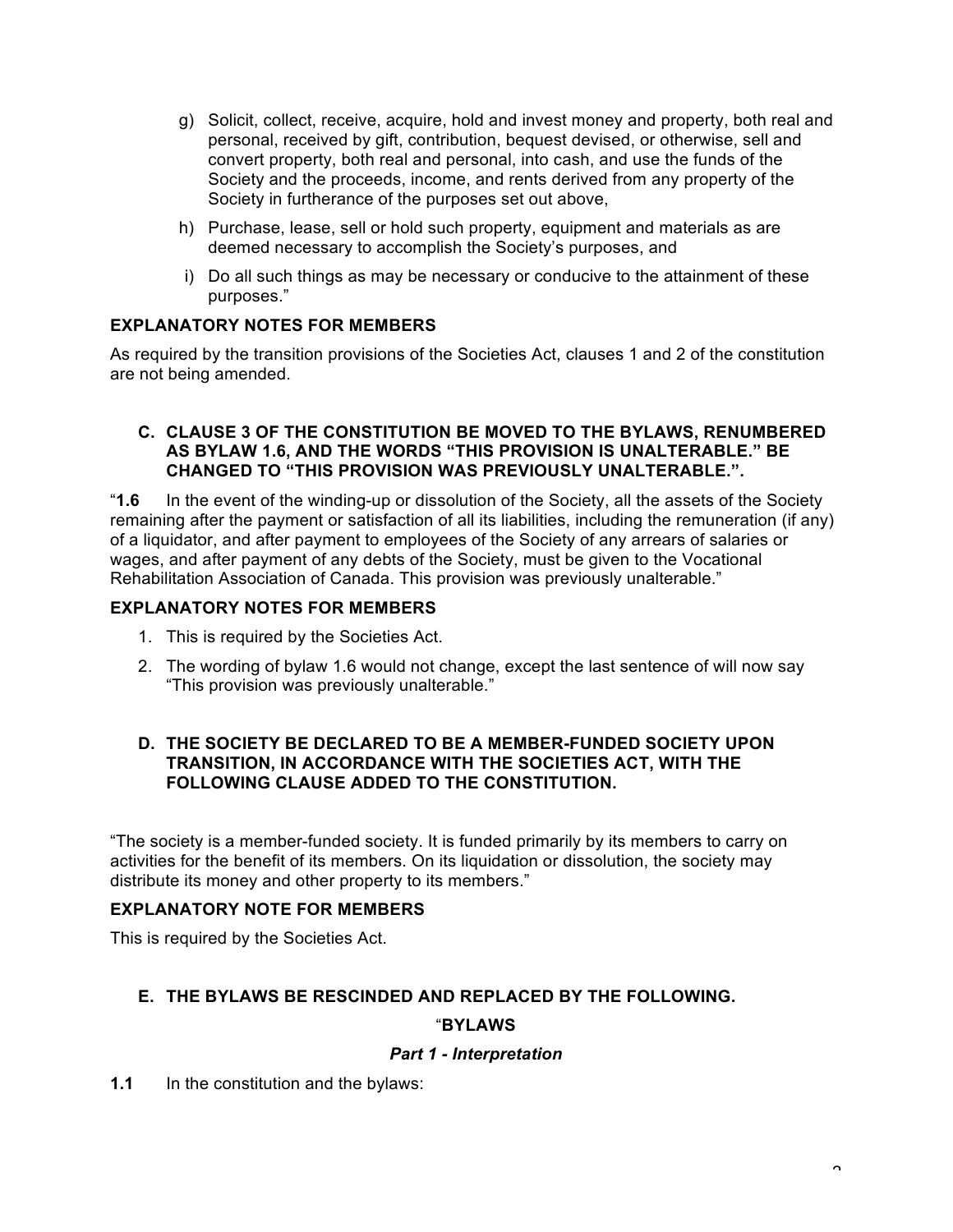g) Solicit, collect, receive, acquire, hold and invest money and property, both real and personal, received by gift, contribution, bequest devised, or otherwise, sell and convert property, both real and personal, into cash, and use the funds of the Society and the proceeds, income, and rents derived from any property of the Society in furtherance of the purposes set out above,

h) Purchase, lease, sell or hold such property, equipment and materials as are deemed necessary to accomplish the Society's purposes, and

i) Do all such things as may be necessary or conducive to the attainment of these purposes."

**EXPLANATORY NOTES FOR MEMBERS**

As required by the transition provisions of the Societies Act, clauses 1 and 2 of the constitution are not being amended.

**C. CLAUSE 3 OF THE CONSTITUTION BE MOVED TO THE BYLAWS, RENUMBERED AS BYLAW 1.6, AND THE WORDS "THIS PROVISION IS UNALTERABLE." BE CHANGED TO "THIS PROVISION WAS PREVIOUSLY UNALTERABLE.".**

"**1.6** In the event of the winding-up or dissolution of the Society, all the assets of the Society remaining after the payment or satisfaction of all its liabilities, including the remuneration (if any) of a liquidator, and after payment to employees of the Society of any arrears of salaries or wages, and after payment of any debts of the Society, must be given to the Vocational Rehabilitation Association of Canada. This provision was previously unalterable."

**EXPLANATORY NOTES FOR MEMBERS**

1. This is required by the Societies Act.
2. The wording of bylaw 1.6 would not change, except the last sentence of will now say "This provision was previously unalterable."

**D. THE SOCIETY BE DECLARED TO BE A MEMBER-FUNDED SOCIETY UPON TRANSITION, IN ACCORDANCE WITH THE SOCIETIES ACT, WITH THE FOLLOWING CLAUSE ADDED TO THE CONSTITUTION.**

"The society is a member-funded society. It is funded primarily by its members to carry on activities for the benefit of its members. On its liquidation or dissolution, the society may distribute its money and other property to its members."

**EXPLANATORY NOTE FOR MEMBERS**

This is required by the Societies Act.

**E. THE BYLAWS BE RESCINDED AND REPLACED BY THE FOLLOWING.**

"**BYLAWS**

***Part 1 - Interpretation***

**1.1** In the constitution and the bylaws: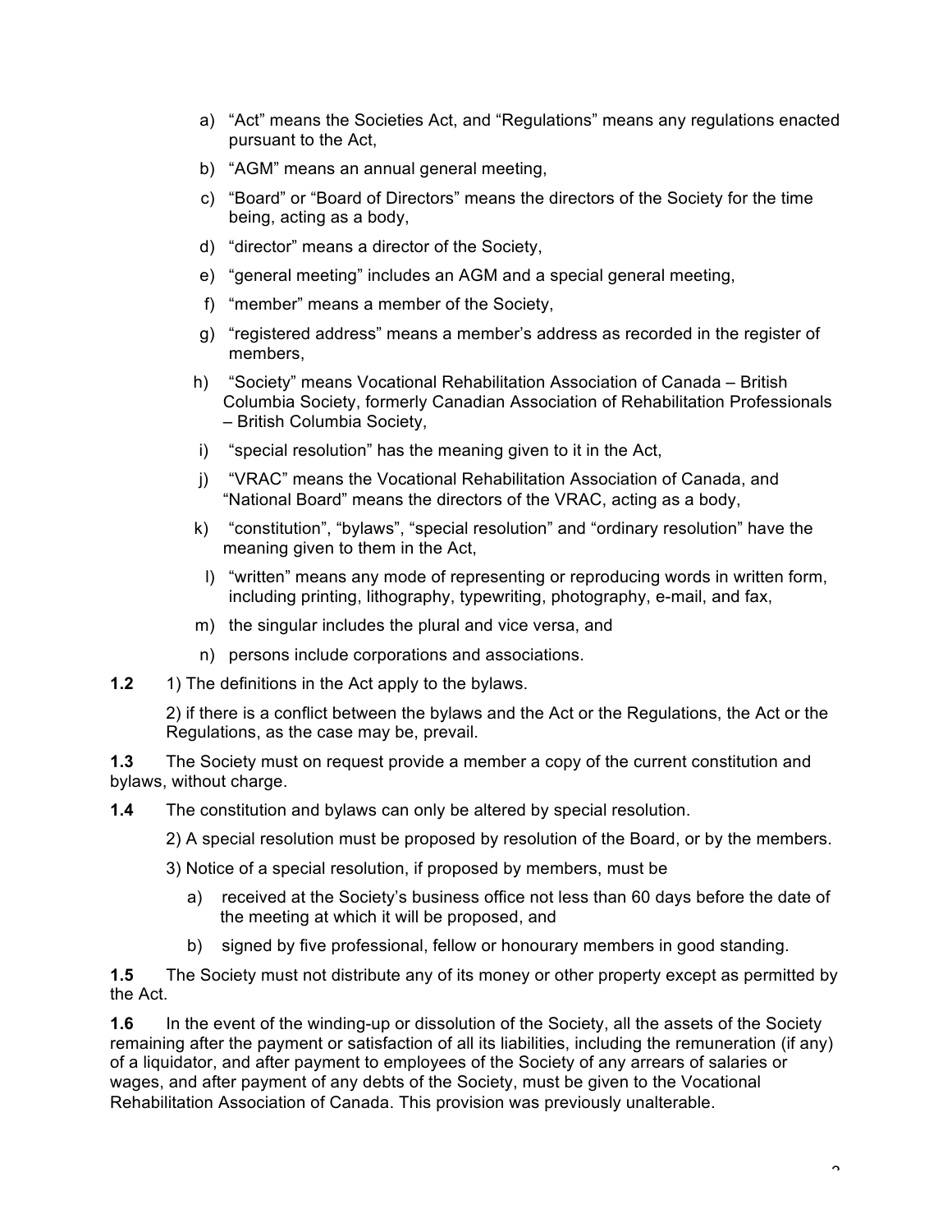a) "Act" means the Societies Act, and "Regulations" means any regulations enacted pursuant to the Act,

b) "AGM" means an annual general meeting,

c) "Board" or "Board of Directors" means the directors of the Society for the time being, acting as a body,

d) "director" means a director of the Society,

e) "general meeting" includes an AGM and a special general meeting,

f) "member" means a member of the Society,

g) "registered address" means a member's address as recorded in the register of members,

h) "Society" means Vocational Rehabilitation Association of Canada – British Columbia Society, formerly Canadian Association of Rehabilitation Professionals – British Columbia Society,

i) "special resolution" has the meaning given to it in the Act,

j) "VRAC" means the Vocational Rehabilitation Association of Canada, and "National Board" means the directors of the VRAC, acting as a body,

k) "constitution", "bylaws", "special resolution" and "ordinary resolution" have the meaning given to them in the Act,

l) "written" means any mode of representing or reproducing words in written form, including printing, lithography, typewriting, photography, e-mail, and fax,

m) the singular includes the plural and vice versa, and

n) persons include corporations and associations.

**1.2** 1) The definitions in the Act apply to the bylaws.

2) if there is a conflict between the bylaws and the Act or the Regulations, the Act or the Regulations, as the case may be, prevail.

**1.3** The Society must on request provide a member a copy of the current constitution and bylaws, without charge.

**1.4** The constitution and bylaws can only be altered by special resolution.

2) A special resolution must be proposed by resolution of the Board, or by the members.

3) Notice of a special resolution, if proposed by members, must be

a) received at the Society's business office not less than 60 days before the date of the meeting at which it will be proposed, and

b) signed by five professional, fellow or honourary members in good standing.

**1.5** The Society must not distribute any of its money or other property except as permitted by the Act.

**1.6** In the event of the winding-up or dissolution of the Society, all the assets of the Society remaining after the payment or satisfaction of all its liabilities, including the remuneration (if any) of a liquidator, and after payment to employees of the Society of any arrears of salaries or wages, and after payment of any debts of the Society, must be given to the Vocational Rehabilitation Association of Canada. This provision was previously unalterable.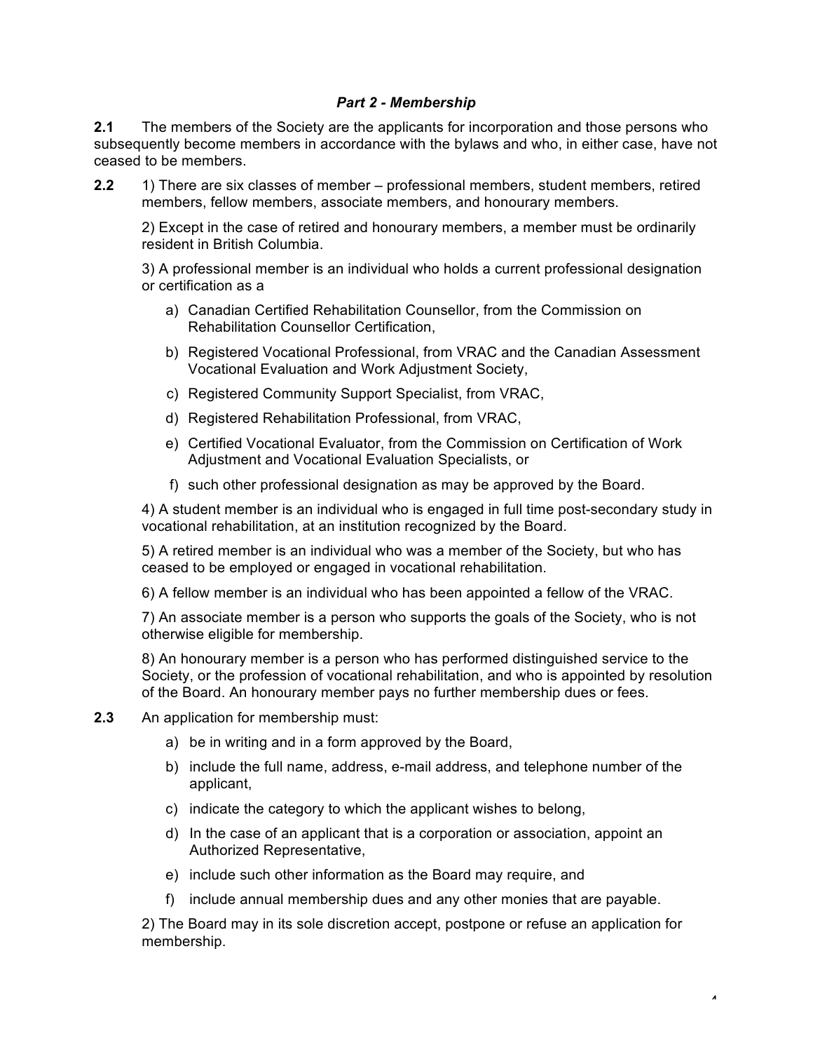## *Part 2 - Membership*

**2.1** The members of the Society are the applicants for incorporation and those persons who subsequently become members in accordance with the bylaws and who, in either case, have not ceased to be members.

**2.2** 1) There are six classes of member – professional members, student members, retired members, fellow members, associate members, and honourary members.

2) Except in the case of retired and honourary members, a member must be ordinarily resident in British Columbia.

3) A professional member is an individual who holds a current professional designation or certification as a

a) Canadian Certified Rehabilitation Counsellor, from the Commission on Rehabilitation Counsellor Certification,

b) Registered Vocational Professional, from VRAC and the Canadian Assessment Vocational Evaluation and Work Adjustment Society,

c) Registered Community Support Specialist, from VRAC,

d) Registered Rehabilitation Professional, from VRAC,

e) Certified Vocational Evaluator, from the Commission on Certification of Work Adjustment and Vocational Evaluation Specialists, or

f) such other professional designation as may be approved by the Board.

4) A student member is an individual who is engaged in full time post-secondary study in vocational rehabilitation, at an institution recognized by the Board.

5) A retired member is an individual who was a member of the Society, but who has ceased to be employed or engaged in vocational rehabilitation.

6) A fellow member is an individual who has been appointed a fellow of the VRAC.

7) An associate member is a person who supports the goals of the Society, who is not otherwise eligible for membership.

8) An honourary member is a person who has performed distinguished service to the Society, or the profession of vocational rehabilitation, and who is appointed by resolution of the Board. An honourary member pays no further membership dues or fees.

**2.3** An application for membership must:

a) be in writing and in a form approved by the Board,

b) include the full name, address, e-mail address, and telephone number of the applicant,

c) indicate the category to which the applicant wishes to belong,

d) In the case of an applicant that is a corporation or association, appoint an Authorized Representative,

e) include such other information as the Board may require, and

f) include annual membership dues and any other monies that are payable.

2) The Board may in its sole discretion accept, postpone or refuse an application for membership.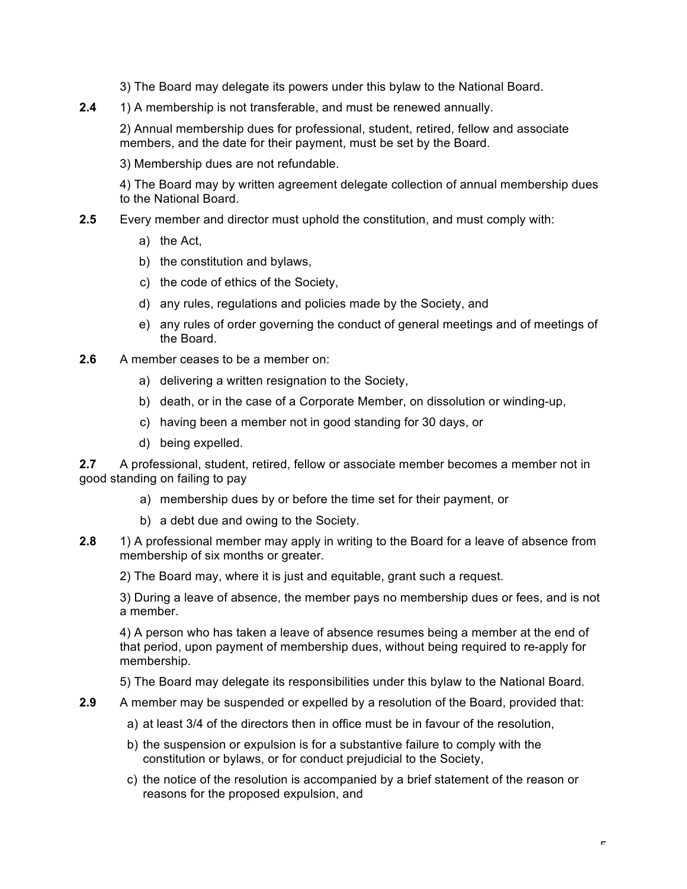3) The Board may delegate its powers under this bylaw to the National Board.

**2.4** 1) A membership is not transferable, and must be renewed annually.

2) Annual membership dues for professional, student, retired, fellow and associate members, and the date for their payment, must be set by the Board.

3) Membership dues are not refundable.

4) The Board may by written agreement delegate collection of annual membership dues to the National Board.

**2.5** Every member and director must uphold the constitution, and must comply with:

a) the Act,
b) the constitution and bylaws,
c) the code of ethics of the Society,
d) any rules, regulations and policies made by the Society, and
e) any rules of order governing the conduct of general meetings and of meetings of the Board.

**2.6** A member ceases to be a member on:

a) delivering a written resignation to the Society,
b) death, or in the case of a Corporate Member, on dissolution or winding-up,
c) having been a member not in good standing for 30 days, or
d) being expelled.

**2.7** A professional, student, retired, fellow or associate member becomes a member not in good standing on failing to pay

a) membership dues by or before the time set for their payment, or
b) a debt due and owing to the Society.

**2.8** 1) A professional member may apply in writing to the Board for a leave of absence from membership of six months or greater.

2) The Board may, where it is just and equitable, grant such a request.

3) During a leave of absence, the member pays no membership dues or fees, and is not a member.

4) A person who has taken a leave of absence resumes being a member at the end of that period, upon payment of membership dues, without being required to re-apply for membership.

5) The Board may delegate its responsibilities under this bylaw to the National Board.

**2.9** A member may be suspended or expelled by a resolution of the Board, provided that:

a) at least 3/4 of the directors then in office must be in favour of the resolution,
b) the suspension or expulsion is for a substantive failure to comply with the constitution or bylaws, or for conduct prejudicial to the Society,
c) the notice of the resolution is accompanied by a brief statement of the reason or reasons for the proposed expulsion, and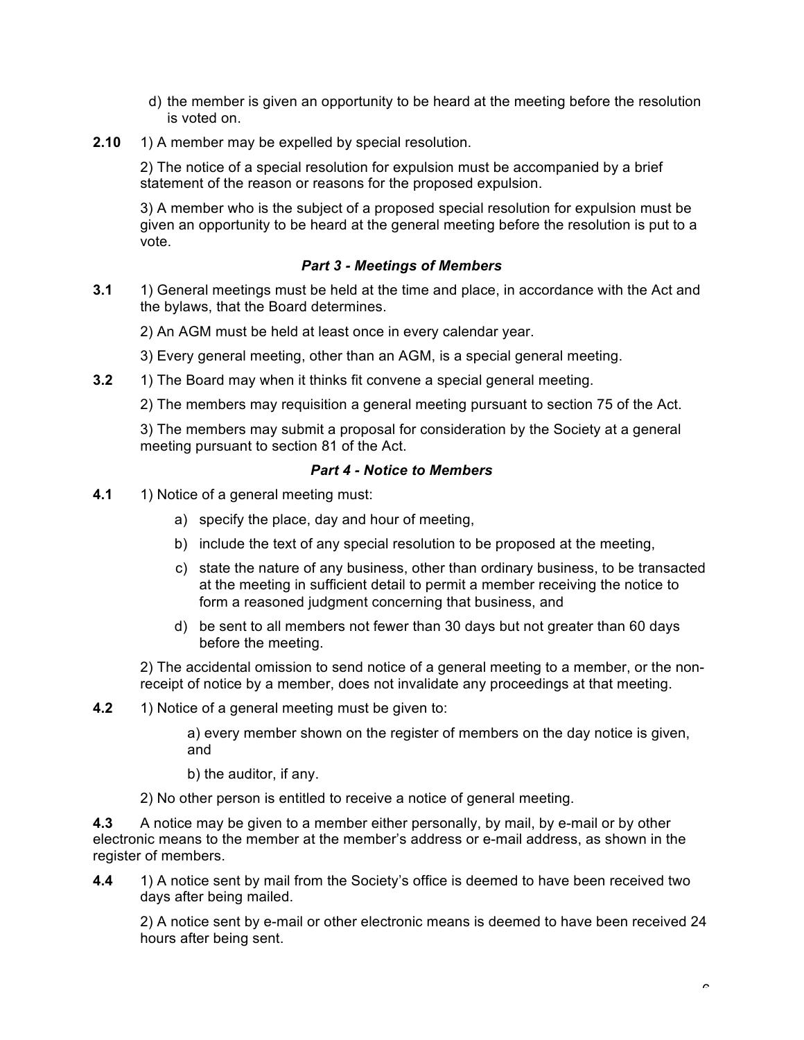d) the member is given an opportunity to be heard at the meeting before the resolution is voted on.

**2.10** 1) A member may be expelled by special resolution.

2) The notice of a special resolution for expulsion must be accompanied by a brief statement of the reason or reasons for the proposed expulsion.

3) A member who is the subject of a proposed special resolution for expulsion must be given an opportunity to be heard at the general meeting before the resolution is put to a vote.

### *Part 3 - Meetings of Members*

**3.1** 1) General meetings must be held at the time and place, in accordance with the Act and the bylaws, that the Board determines.

2) An AGM must be held at least once in every calendar year.

3) Every general meeting, other than an AGM, is a special general meeting.

**3.2** 1) The Board may when it thinks fit convene a special general meeting.

2) The members may requisition a general meeting pursuant to section 75 of the Act.

3) The members may submit a proposal for consideration by the Society at a general meeting pursuant to section 81 of the Act.

### *Part 4 - Notice to Members*

**4.1** 1) Notice of a general meeting must:

a) specify the place, day and hour of meeting,

b) include the text of any special resolution to be proposed at the meeting,

c) state the nature of any business, other than ordinary business, to be transacted at the meeting in sufficient detail to permit a member receiving the notice to form a reasoned judgment concerning that business, and

d) be sent to all members not fewer than 30 days but not greater than 60 days before the meeting.

2) The accidental omission to send notice of a general meeting to a member, or the non-receipt of notice by a member, does not invalidate any proceedings at that meeting.

**4.2** 1) Notice of a general meeting must be given to:

a) every member shown on the register of members on the day notice is given, and

b) the auditor, if any.

2) No other person is entitled to receive a notice of general meeting.

**4.3** A notice may be given to a member either personally, by mail, by e-mail or by other electronic means to the member at the member's address or e-mail address, as shown in the register of members.

**4.4** 1) A notice sent by mail from the Society's office is deemed to have been received two days after being mailed.

2) A notice sent by e-mail or other electronic means is deemed to have been received 24 hours after being sent.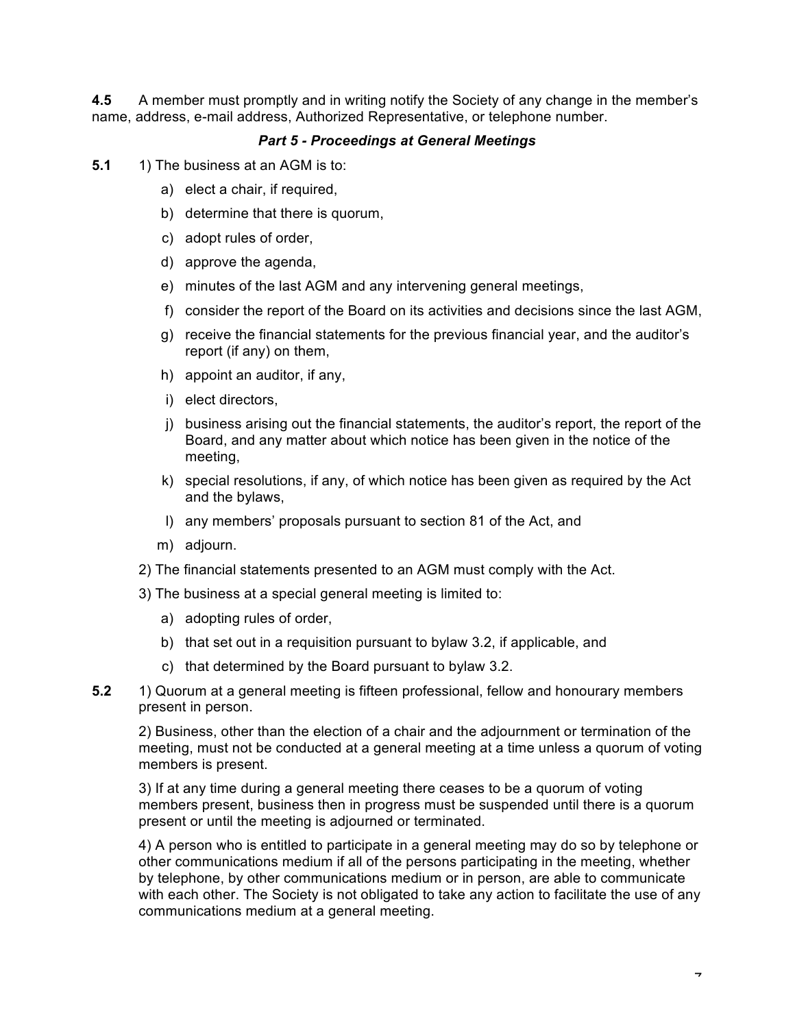**4.5** A member must promptly and in writing notify the Society of any change in the member's name, address, e-mail address, Authorized Representative, or telephone number.

### *Part 5 - Proceedings at General Meetings*

**5.1** 1) The business at an AGM is to:

a) elect a chair, if required,

b) determine that there is quorum,

c) adopt rules of order,

d) approve the agenda,

e) minutes of the last AGM and any intervening general meetings,

f) consider the report of the Board on its activities and decisions since the last AGM,

g) receive the financial statements for the previous financial year, and the auditor's report (if any) on them,

h) appoint an auditor, if any,

i) elect directors,

j) business arising out the financial statements, the auditor's report, the report of the Board, and any matter about which notice has been given in the notice of the meeting,

k) special resolutions, if any, of which notice has been given as required by the Act and the bylaws,

l) any members' proposals pursuant to section 81 of the Act, and

m) adjourn.

2) The financial statements presented to an AGM must comply with the Act.

3) The business at a special general meeting is limited to:

a) adopting rules of order,

b) that set out in a requisition pursuant to bylaw 3.2, if applicable, and

c) that determined by the Board pursuant to bylaw 3.2.

**5.2** 1) Quorum at a general meeting is fifteen professional, fellow and honourary members present in person.

2) Business, other than the election of a chair and the adjournment or termination of the meeting, must not be conducted at a general meeting at a time unless a quorum of voting members is present.

3) If at any time during a general meeting there ceases to be a quorum of voting members present, business then in progress must be suspended until there is a quorum present or until the meeting is adjourned or terminated.

4) A person who is entitled to participate in a general meeting may do so by telephone or other communications medium if all of the persons participating in the meeting, whether by telephone, by other communications medium or in person, are able to communicate with each other. The Society is not obligated to take any action to facilitate the use of any communications medium at a general meeting.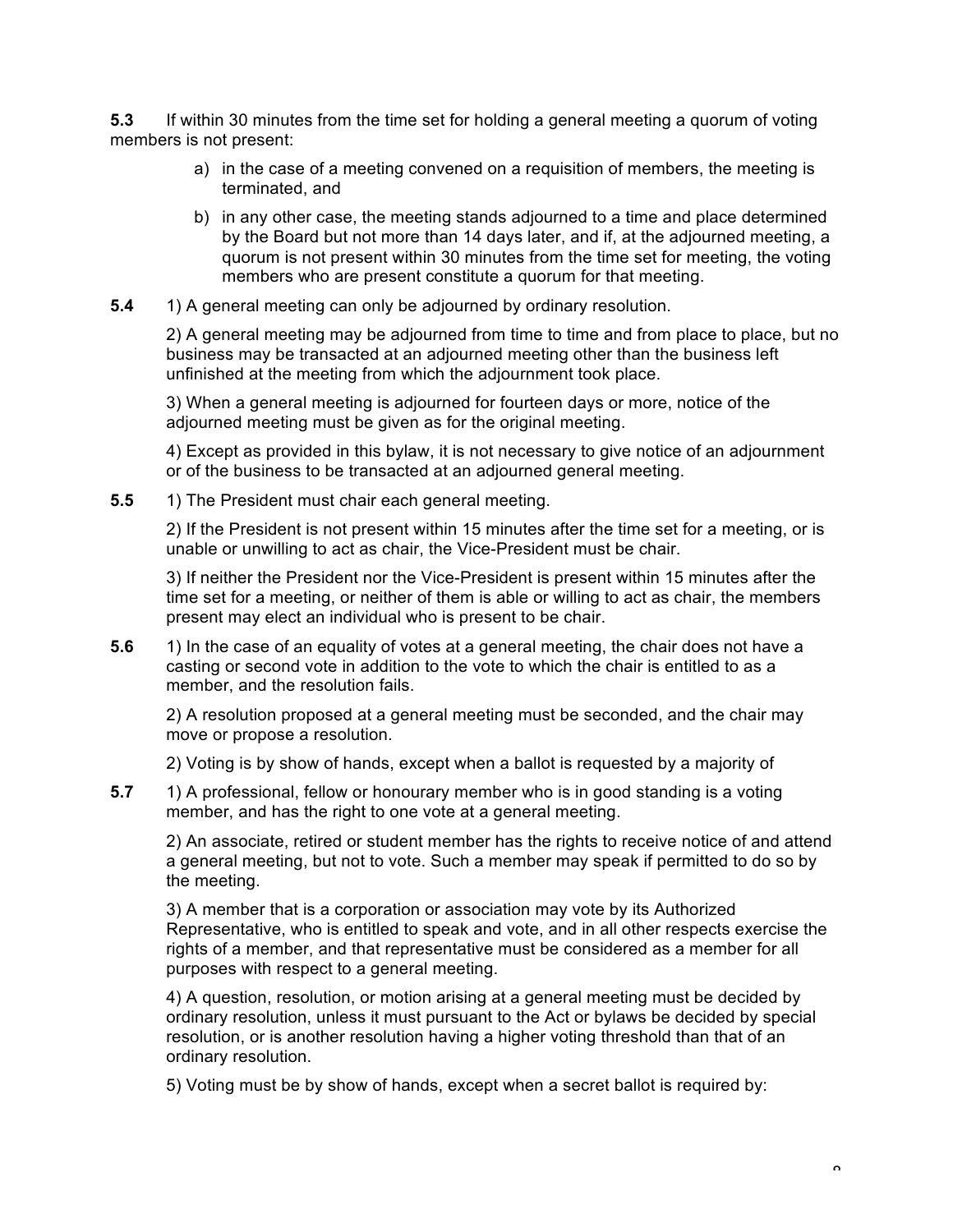**5.3** If within 30 minutes from the time set for holding a general meeting a quorum of voting members is not present:

a) in the case of a meeting convened on a requisition of members, the meeting is terminated, and

b) in any other case, the meeting stands adjourned to a time and place determined by the Board but not more than 14 days later, and if, at the adjourned meeting, a quorum is not present within 30 minutes from the time set for meeting, the voting members who are present constitute a quorum for that meeting.

**5.4** 1) A general meeting can only be adjourned by ordinary resolution.

2) A general meeting may be adjourned from time to time and from place to place, but no business may be transacted at an adjourned meeting other than the business left unfinished at the meeting from which the adjournment took place.

3) When a general meeting is adjourned for fourteen days or more, notice of the adjourned meeting must be given as for the original meeting.

4) Except as provided in this bylaw, it is not necessary to give notice of an adjournment or of the business to be transacted at an adjourned general meeting.

**5.5** 1) The President must chair each general meeting.

2) If the President is not present within 15 minutes after the time set for a meeting, or is unable or unwilling to act as chair, the Vice-President must be chair.

3) If neither the President nor the Vice-President is present within 15 minutes after the time set for a meeting, or neither of them is able or willing to act as chair, the members present may elect an individual who is present to be chair.

**5.6** 1) In the case of an equality of votes at a general meeting, the chair does not have a casting or second vote in addition to the vote to which the chair is entitled to as a member, and the resolution fails.

2) A resolution proposed at a general meeting must be seconded, and the chair may move or propose a resolution.

2) Voting is by show of hands, except when a ballot is requested by a majority of

**5.7** 1) A professional, fellow or honourary member who is in good standing is a voting member, and has the right to one vote at a general meeting.

2) An associate, retired or student member has the rights to receive notice of and attend a general meeting, but not to vote. Such a member may speak if permitted to do so by the meeting.

3) A member that is a corporation or association may vote by its Authorized Representative, who is entitled to speak and vote, and in all other respects exercise the rights of a member, and that representative must be considered as a member for all purposes with respect to a general meeting.

4) A question, resolution, or motion arising at a general meeting must be decided by ordinary resolution, unless it must pursuant to the Act or bylaws be decided by special resolution, or is another resolution having a higher voting threshold than that of an ordinary resolution.

5) Voting must be by show of hands, except when a secret ballot is required by: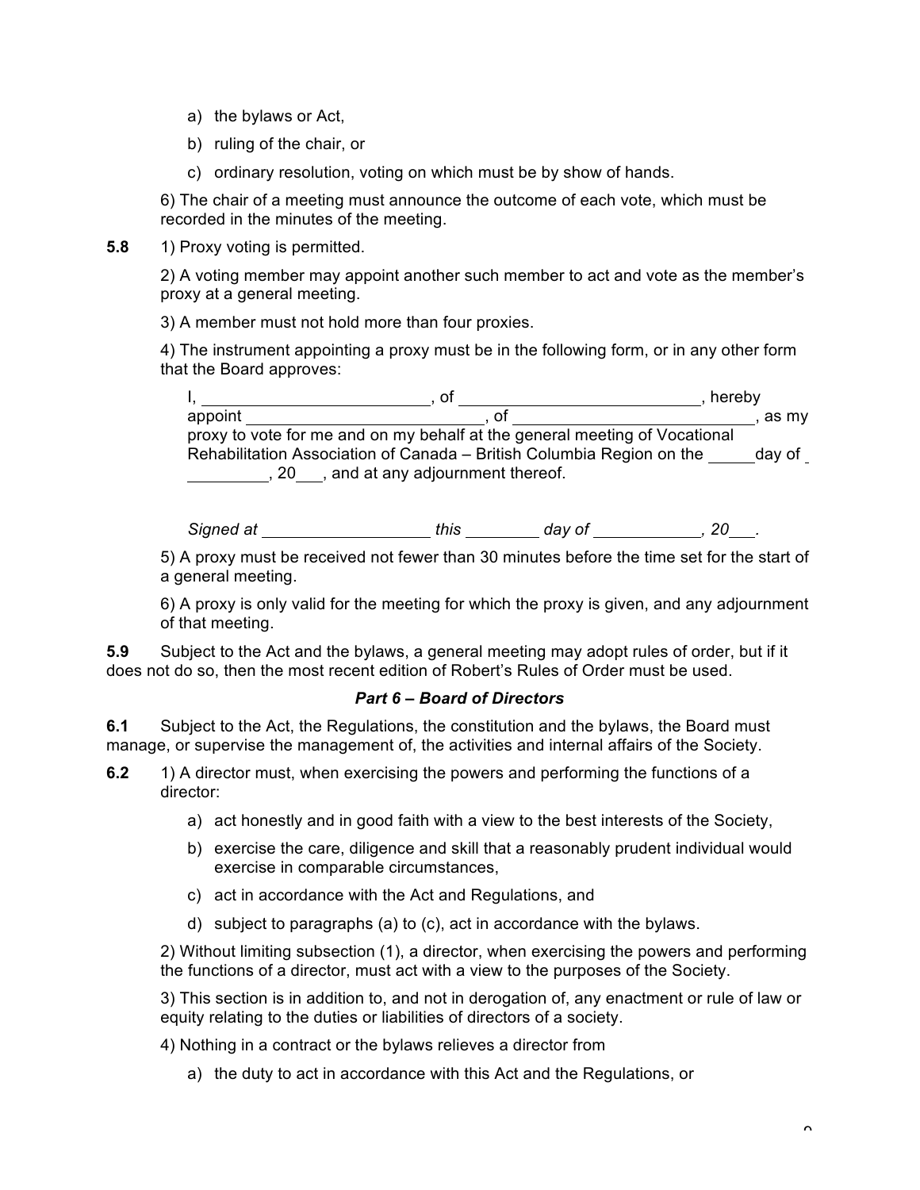a) the bylaws or Act,

b) ruling of the chair, or

c) ordinary resolution, voting on which must be by show of hands.

6) The chair of a meeting must announce the outcome of each vote, which must be recorded in the minutes of the meeting.

**5.8** 1) Proxy voting is permitted.

2) A voting member may appoint another such member to act and vote as the member's proxy at a general meeting.

3) A member must not hold more than four proxies.

4) The instrument appointing a proxy must be in the following form, or in any other form that the Board approves:

I, _________________________, of _________________________, hereby appoint _________________________, of _________________________, as my proxy to vote for me and on my behalf at the general meeting of Vocational Rehabilitation Association of Canada – British Columbia Region on the _____day of _________, 20___, and at any adjournment thereof.

*Signed at __________________ this ________ day of ____________, 20___.*

5) A proxy must be received not fewer than 30 minutes before the time set for the start of a general meeting.

6) A proxy is only valid for the meeting for which the proxy is given, and any adjournment of that meeting.

**5.9** Subject to the Act and the bylaws, a general meeting may adopt rules of order, but if it does not do so, then the most recent edition of Robert's Rules of Order must be used.

***Part 6 – Board of Directors***

**6.1** Subject to the Act, the Regulations, the constitution and the bylaws, the Board must manage, or supervise the management of, the activities and internal affairs of the Society.

**6.2** 1) A director must, when exercising the powers and performing the functions of a director:

a) act honestly and in good faith with a view to the best interests of the Society,

b) exercise the care, diligence and skill that a reasonably prudent individual would exercise in comparable circumstances,

c) act in accordance with the Act and Regulations, and

d) subject to paragraphs (a) to (c), act in accordance with the bylaws.

2) Without limiting subsection (1), a director, when exercising the powers and performing the functions of a director, must act with a view to the purposes of the Society.

3) This section is in addition to, and not in derogation of, any enactment or rule of law or equity relating to the duties or liabilities of directors of a society.

4) Nothing in a contract or the bylaws relieves a director from

a) the duty to act in accordance with this Act and the Regulations, or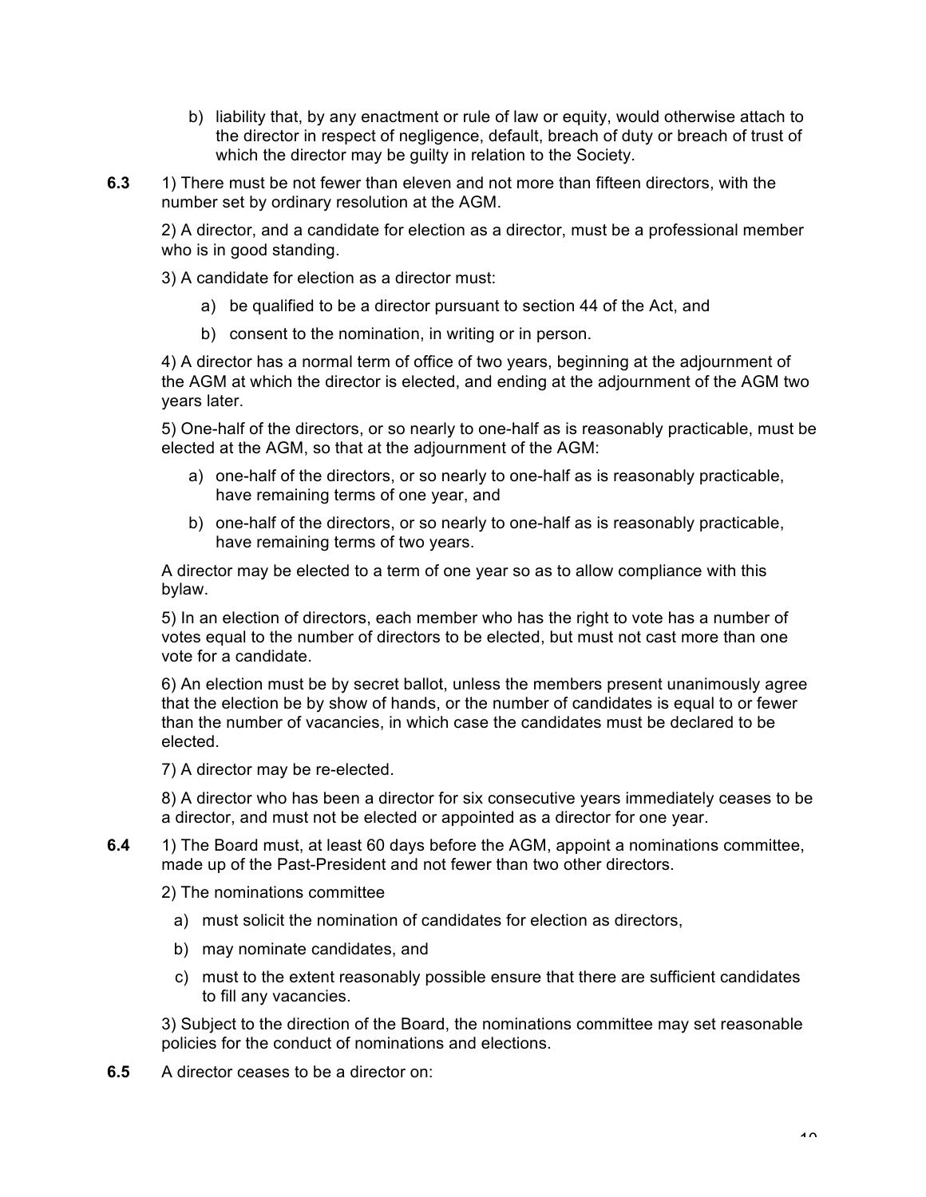b) liability that, by any enactment or rule of law or equity, would otherwise attach to the director in respect of negligence, default, breach of duty or breach of trust of which the director may be guilty in relation to the Society.

**6.3** 1) There must be not fewer than eleven and not more than fifteen directors, with the number set by ordinary resolution at the AGM.

2) A director, and a candidate for election as a director, must be a professional member who is in good standing.

3) A candidate for election as a director must:

a) be qualified to be a director pursuant to section 44 of the Act, and

b) consent to the nomination, in writing or in person.

4) A director has a normal term of office of two years, beginning at the adjournment of the AGM at which the director is elected, and ending at the adjournment of the AGM two years later.

5) One-half of the directors, or so nearly to one-half as is reasonably practicable, must be elected at the AGM, so that at the adjournment of the AGM:

a) one-half of the directors, or so nearly to one-half as is reasonably practicable, have remaining terms of one year, and

b) one-half of the directors, or so nearly to one-half as is reasonably practicable, have remaining terms of two years.

A director may be elected to a term of one year so as to allow compliance with this bylaw.

5) In an election of directors, each member who has the right to vote has a number of votes equal to the number of directors to be elected, but must not cast more than one vote for a candidate.

6) An election must be by secret ballot, unless the members present unanimously agree that the election be by show of hands, or the number of candidates is equal to or fewer than the number of vacancies, in which case the candidates must be declared to be elected.

7) A director may be re-elected.

8) A director who has been a director for six consecutive years immediately ceases to be a director, and must not be elected or appointed as a director for one year.

**6.4** 1) The Board must, at least 60 days before the AGM, appoint a nominations committee, made up of the Past-President and not fewer than two other directors.

2) The nominations committee

a) must solicit the nomination of candidates for election as directors,

b) may nominate candidates, and

c) must to the extent reasonably possible ensure that there are sufficient candidates to fill any vacancies.

3) Subject to the direction of the Board, the nominations committee may set reasonable policies for the conduct of nominations and elections.

**6.5** A director ceases to be a director on: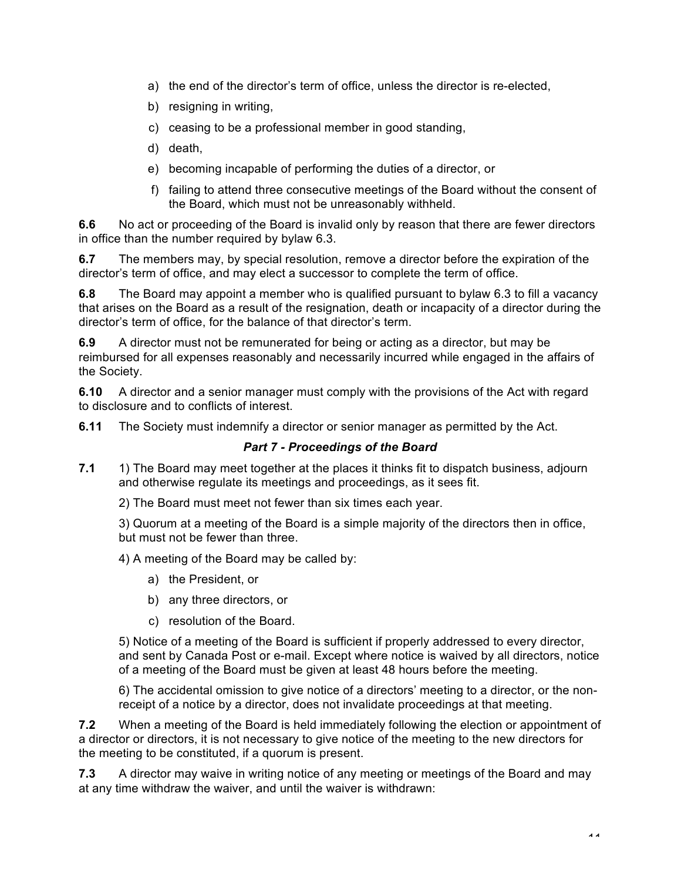a) the end of the director's term of office, unless the director is re-elected,

b) resigning in writing,

c) ceasing to be a professional member in good standing,

d) death,

e) becoming incapable of performing the duties of a director, or

f) failing to attend three consecutive meetings of the Board without the consent of the Board, which must not be unreasonably withheld.

**6.6** No act or proceeding of the Board is invalid only by reason that there are fewer directors in office than the number required by bylaw 6.3.

**6.7** The members may, by special resolution, remove a director before the expiration of the director's term of office, and may elect a successor to complete the term of office.

**6.8** The Board may appoint a member who is qualified pursuant to bylaw 6.3 to fill a vacancy that arises on the Board as a result of the resignation, death or incapacity of a director during the director's term of office, for the balance of that director's term.

**6.9** A director must not be remunerated for being or acting as a director, but may be reimbursed for all expenses reasonably and necessarily incurred while engaged in the affairs of the Society.

**6.10** A director and a senior manager must comply with the provisions of the Act with regard to disclosure and to conflicts of interest.

**6.11** The Society must indemnify a director or senior manager as permitted by the Act.

### *Part 7 - Proceedings of the Board*

**7.1** 1) The Board may meet together at the places it thinks fit to dispatch business, adjourn and otherwise regulate its meetings and proceedings, as it sees fit.

2) The Board must meet not fewer than six times each year.

3) Quorum at a meeting of the Board is a simple majority of the directors then in office, but must not be fewer than three.

4) A meeting of the Board may be called by:

a) the President, or

b) any three directors, or

c) resolution of the Board.

5) Notice of a meeting of the Board is sufficient if properly addressed to every director, and sent by Canada Post or e-mail. Except where notice is waived by all directors, notice of a meeting of the Board must be given at least 48 hours before the meeting.

6) The accidental omission to give notice of a directors' meeting to a director, or the non-receipt of a notice by a director, does not invalidate proceedings at that meeting.

**7.2** When a meeting of the Board is held immediately following the election or appointment of a director or directors, it is not necessary to give notice of the meeting to the new directors for the meeting to be constituted, if a quorum is present.

**7.3** A director may waive in writing notice of any meeting or meetings of the Board and may at any time withdraw the waiver, and until the waiver is withdrawn: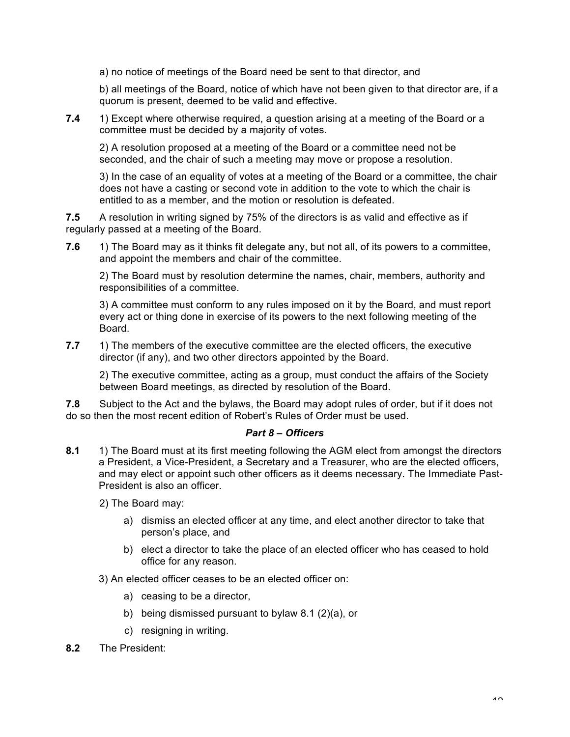a) no notice of meetings of the Board need be sent to that director, and

b) all meetings of the Board, notice of which have not been given to that director are, if a quorum is present, deemed to be valid and effective.

**7.4** 1) Except where otherwise required, a question arising at a meeting of the Board or a committee must be decided by a majority of votes.

2) A resolution proposed at a meeting of the Board or a committee need not be seconded, and the chair of such a meeting may move or propose a resolution.

3) In the case of an equality of votes at a meeting of the Board or a committee, the chair does not have a casting or second vote in addition to the vote to which the chair is entitled to as a member, and the motion or resolution is defeated.

**7.5** A resolution in writing signed by 75% of the directors is as valid and effective as if regularly passed at a meeting of the Board.

**7.6** 1) The Board may as it thinks fit delegate any, but not all, of its powers to a committee, and appoint the members and chair of the committee.

2) The Board must by resolution determine the names, chair, members, authority and responsibilities of a committee.

3) A committee must conform to any rules imposed on it by the Board, and must report every act or thing done in exercise of its powers to the next following meeting of the Board.

**7.7** 1) The members of the executive committee are the elected officers, the executive director (if any), and two other directors appointed by the Board.

2) The executive committee, acting as a group, must conduct the affairs of the Society between Board meetings, as directed by resolution of the Board.

**7.8** Subject to the Act and the bylaws, the Board may adopt rules of order, but if it does not do so then the most recent edition of Robert's Rules of Order must be used.

### *Part 8 – Officers*

**8.1** 1) The Board must at its first meeting following the AGM elect from amongst the directors a President, a Vice-President, a Secretary and a Treasurer, who are the elected officers, and may elect or appoint such other officers as it deems necessary. The Immediate Past-President is also an officer.

2) The Board may:

a) dismiss an elected officer at any time, and elect another director to take that person's place, and

b) elect a director to take the place of an elected officer who has ceased to hold office for any reason.

3) An elected officer ceases to be an elected officer on:

a) ceasing to be a director,

b) being dismissed pursuant to bylaw 8.1 (2)(a), or

c) resigning in writing.

**8.2** The President: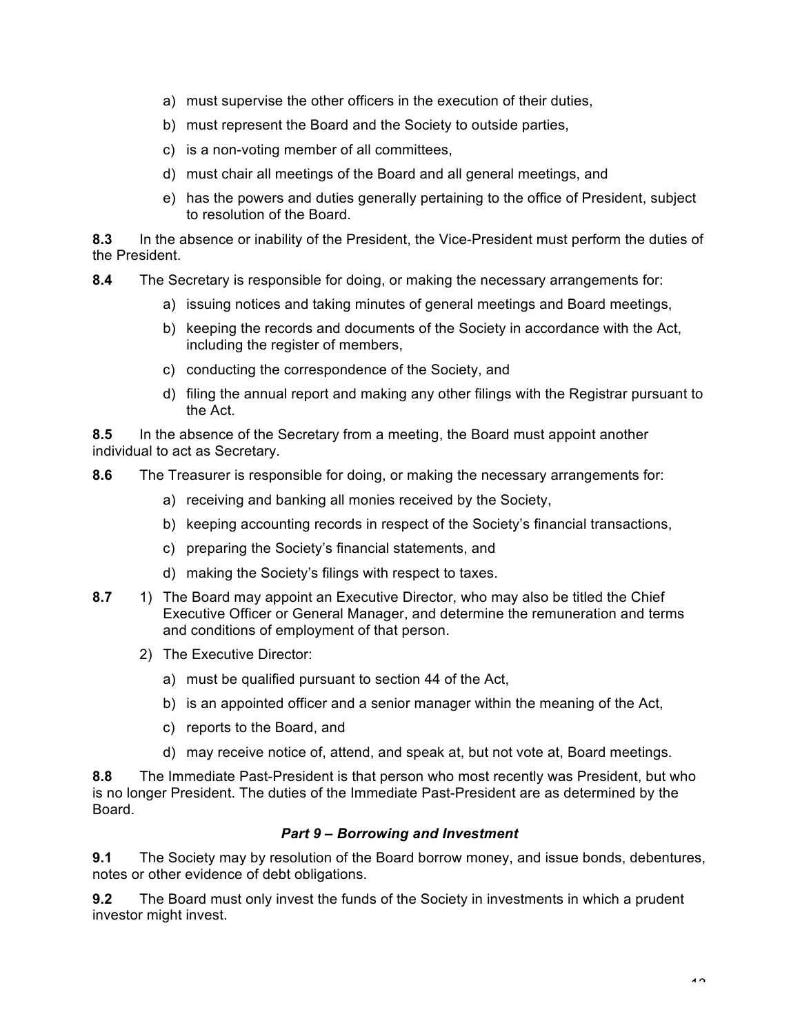a) must supervise the other officers in the execution of their duties,

b) must represent the Board and the Society to outside parties,

c) is a non-voting member of all committees,

d) must chair all meetings of the Board and all general meetings, and

e) has the powers and duties generally pertaining to the office of President, subject to resolution of the Board.

**8.3** In the absence or inability of the President, the Vice-President must perform the duties of the President.

**8.4** The Secretary is responsible for doing, or making the necessary arrangements for:

a) issuing notices and taking minutes of general meetings and Board meetings,

b) keeping the records and documents of the Society in accordance with the Act, including the register of members,

c) conducting the correspondence of the Society, and

d) filing the annual report and making any other filings with the Registrar pursuant to the Act.

**8.5** In the absence of the Secretary from a meeting, the Board must appoint another individual to act as Secretary.

**8.6** The Treasurer is responsible for doing, or making the necessary arrangements for:

a) receiving and banking all monies received by the Society,

b) keeping accounting records in respect of the Society's financial transactions,

c) preparing the Society's financial statements, and

d) making the Society's filings with respect to taxes.

**8.7** 1) The Board may appoint an Executive Director, who may also be titled the Chief Executive Officer or General Manager, and determine the remuneration and terms and conditions of employment of that person.

2) The Executive Director:

a) must be qualified pursuant to section 44 of the Act,

b) is an appointed officer and a senior manager within the meaning of the Act,

c) reports to the Board, and

d) may receive notice of, attend, and speak at, but not vote at, Board meetings.

**8.8** The Immediate Past-President is that person who most recently was President, but who is no longer President. The duties of the Immediate Past-President are as determined by the Board.

### *Part 9 – Borrowing and Investment*

**9.1** The Society may by resolution of the Board borrow money, and issue bonds, debentures, notes or other evidence of debt obligations.

**9.2** The Board must only invest the funds of the Society in investments in which a prudent investor might invest.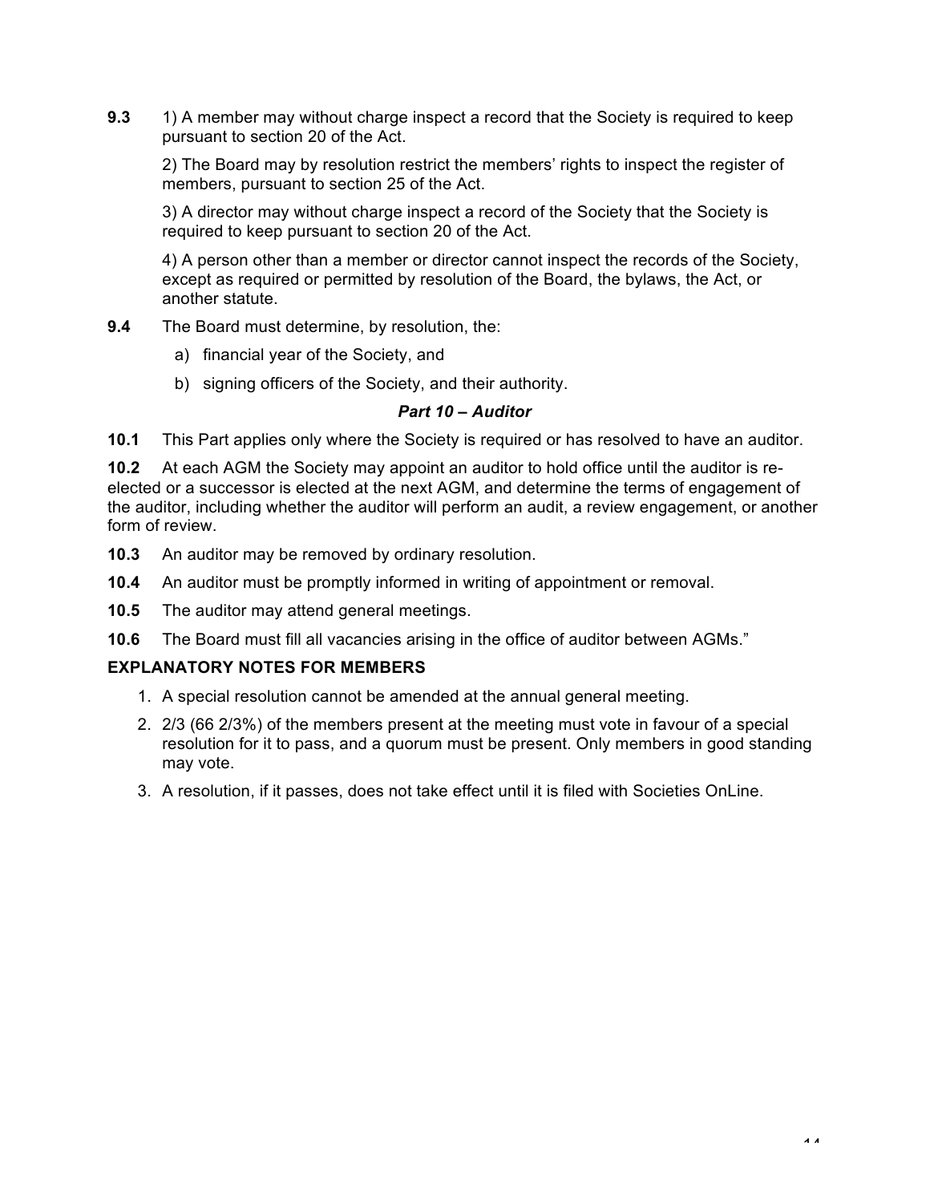**9.3** 1) A member may without charge inspect a record that the Society is required to keep pursuant to section 20 of the Act.

2) The Board may by resolution restrict the members' rights to inspect the register of members, pursuant to section 25 of the Act.

3) A director may without charge inspect a record of the Society that the Society is required to keep pursuant to section 20 of the Act.

4) A person other than a member or director cannot inspect the records of the Society, except as required or permitted by resolution of the Board, the bylaws, the Act, or another statute.

**9.4** The Board must determine, by resolution, the:

a) financial year of the Society, and

b) signing officers of the Society, and their authority.

***Part 10 – Auditor***

**10.1** This Part applies only where the Society is required or has resolved to have an auditor.

**10.2** At each AGM the Society may appoint an auditor to hold office until the auditor is re-elected or a successor is elected at the next AGM, and determine the terms of engagement of the auditor, including whether the auditor will perform an audit, a review engagement, or another form of review.

**10.3** An auditor may be removed by ordinary resolution.

**10.4** An auditor must be promptly informed in writing of appointment or removal.

**10.5** The auditor may attend general meetings.

**10.6** The Board must fill all vacancies arising in the office of auditor between AGMs."

**EXPLANATORY NOTES FOR MEMBERS**

1. A special resolution cannot be amended at the annual general meeting.
2. 2/3 (66 2/3%) of the members present at the meeting must vote in favour of a special resolution for it to pass, and a quorum must be present. Only members in good standing may vote.
3. A resolution, if it passes, does not take effect until it is filed with Societies OnLine.